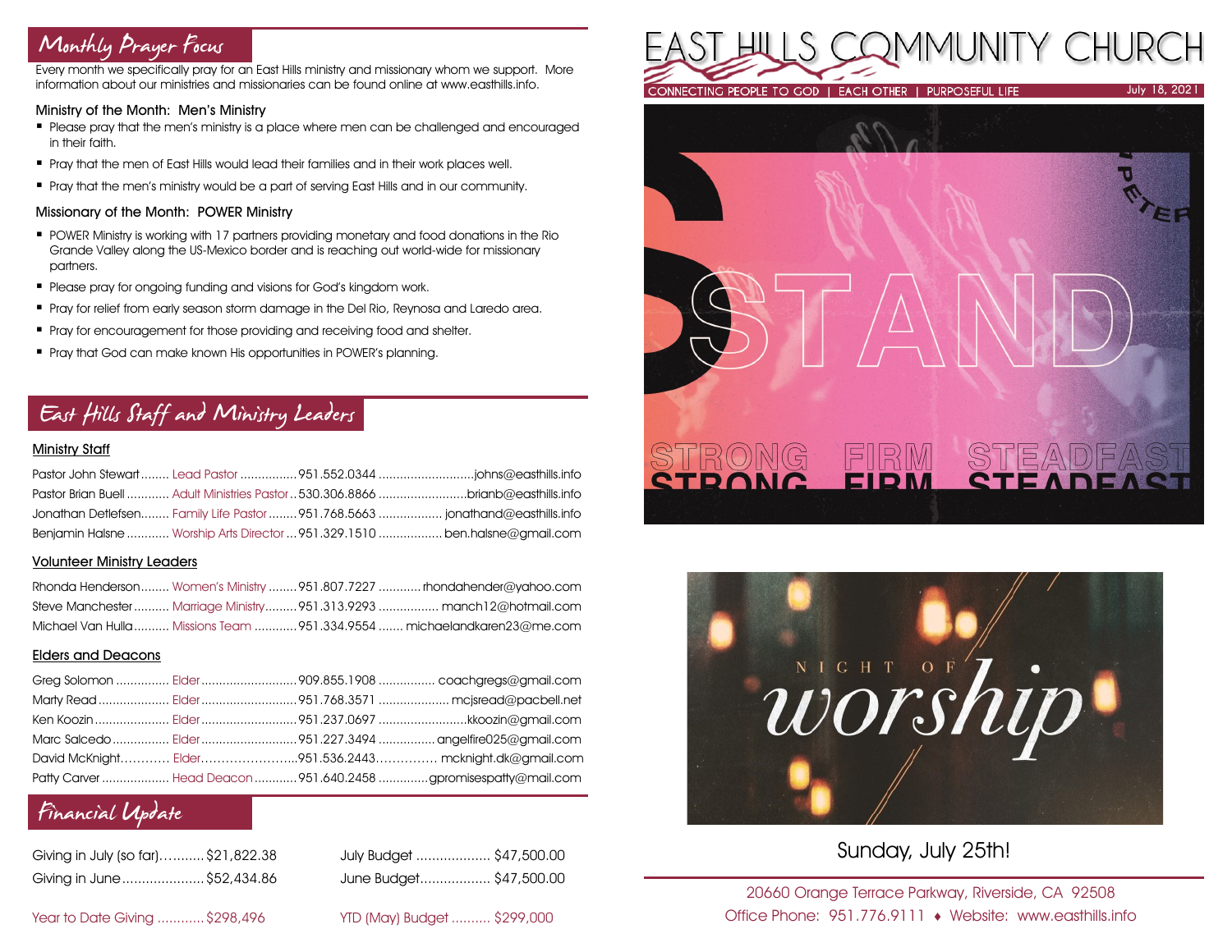## Monthly Prayer Focus

Every month we specifically pray for an East Hills ministry and missionary whom we support. More information about our ministries and missionaries can be found online at www.easthills.info.

### Ministry of the Month: Men's Ministry

- Please pray that the men's ministry is a place where men can be challenged and encouraged in their faith.
- Pray that the men of East Hills would lead their families and in their work places well.
- Pray that the men's ministry would be a part of serving East Hills and in our community.

### Missionary of the Month: POWER Ministry

- POWER Ministry is working with 17 partners providing monetary and food donations in the Rio Grande Valley along the US-Mexico border and is reaching out world-wide for missionary partners.
- Please pray for ongoing funding and visions for God's kingdom work.
- Pray for relief from early season storm damage in the Del Rio, Reynosa and Laredo area.
- Pray for encouragement for those providing and receiving food and shelter.
- Pray that God can make known His opportunities in POWER's planning.

## East Hills Staff and Ministry Leaders

### Ministry Staff

| Name | Role | Phone | Email |
|---|---|---|---|
| Pastor John Stewart | Lead Pastor | 951.552.0344 | johns@easthills.info |
| Pastor Brian Buell | Adult Ministries Pastor | 530.306.8866 | brianb@easthills.info |
| Jonathan Detlefsen | Family Life Pastor | 951.768.5663 | jonathand@easthills.info |
| Benjamin Halsne | Worship Arts Director | 951.329.1510 | ben.halsne@gmail.com |

### Volunteer Ministry Leaders

| Name | Role | Phone | Email |
|---|---|---|---|
| Rhonda Henderson | Women's Ministry | 951.807.7227 | rhondahender@yahoo.com |
| Steve Manchester | Marriage Ministry | 951.313.9293 | manch12@hotmail.com |
| Michael Van Hulla | Missions Team | 951.334.9554 | michaelandkaren23@me.com |

### Elders and Deacons

| Name | Role | Phone | Email |
|---|---|---|---|
| Greg Solomon | Elder | 909.855.1908 | coachgregs@gmail.com |
| Marty Read | Elder | 951.768.3571 | mcjsread@pacbell.net |
| Ken Koozin | Elder | 951.237.0697 | kkoozin@gmail.com |
| Marc Salcedo | Elder | 951.227.3494 | angelfire025@gmail.com |
| David McKnight | Elder | 951.536.2443 | mcknight.dk@gmail.com |
| Patty Carver | Head Deacon | 951.640.2458 | gpromisespatty@mail.com |

## Financial Update

| | | | |
|---|---|---|---|
| Giving in July (so far) | $21,822.38 | July Budget | $47,500.00 |
| Giving in June | $52,434.86 | June Budget | $47,500.00 |
| Year to Date Giving | $298,496 | YTD (May) Budget | $299,000 |

# EAST HILLS COMMUNITY CHURCH

CONNECTING PEOPLE TO GOD | EACH OTHER | PURPOSEFUL LIFE

July 18, 2021

1 PETER

STAND

STRONG FIRM STEADFAST

NIGHT OF worship

Sunday, July 25th!

20660 Orange Terrace Parkway, Riverside, CA 92508

Office Phone: 951.776.9111 ♦ Website: www.easthills.info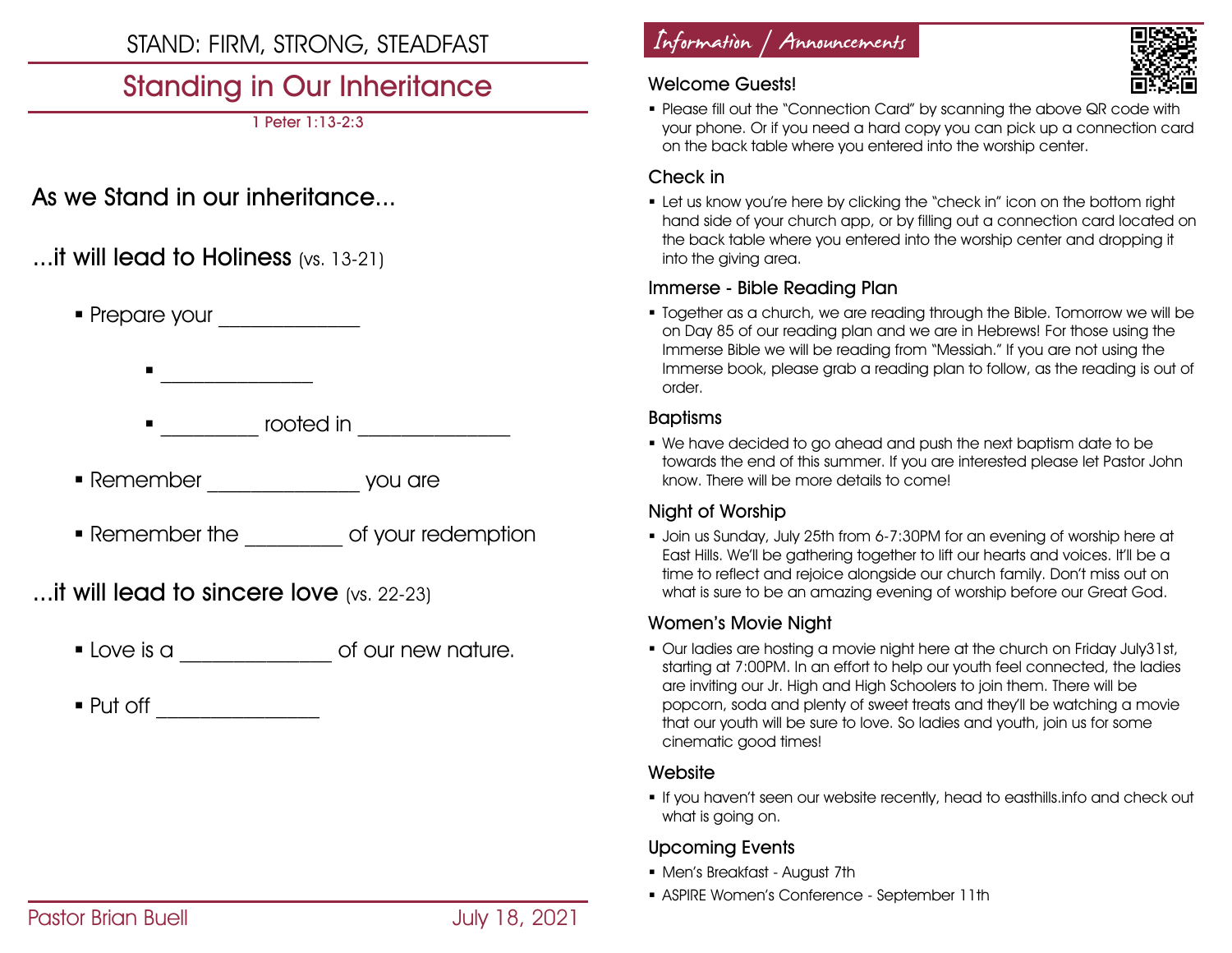STAND: FIRM, STRONG, STEADFAST

# Standing in Our Inheritance

1 Peter 1:13-2:3

## As we Stand in our inheritance...

### ...it will lead to Holiness (vs. 13-21)

- Prepare your ____________
    - ____________
    - ________ rooted in ____________
- Remember ____________ you are
- Remember the ________ of your redemption

### ...it will lead to sincere love (vs. 22-23)

- Love is a ____________ of our new nature.
- Put off ____________

Pastor Brian Buell July 18, 2021

## Information / Announcements

### Welcome Guests!

- Please fill out the "Connection Card" by scanning the above QR code with your phone. Or if you need a hard copy you can pick up a connection card on the back table where you entered into the worship center.

### Check in

- Let us know you're here by clicking the "check in" icon on the bottom right hand side of your church app, or by filling out a connection card located on the back table where you entered into the worship center and dropping it into the giving area.

### Immerse - Bible Reading Plan

- Together as a church, we are reading through the Bible. Tomorrow we will be on Day 85 of our reading plan and we are in Hebrews! For those using the Immerse Bible we will be reading from "Messiah." If you are not using the Immerse book, please grab a reading plan to follow, as the reading is out of order.

### Baptisms

- We have decided to go ahead and push the next baptism date to be towards the end of this summer. If you are interested please let Pastor John know. There will be more details to come!

### Night of Worship

- Join us Sunday, July 25th from 6-7:30PM for an evening of worship here at East Hills. We'll be gathering together to lift our hearts and voices. It'll be a time to reflect and rejoice alongside our church family. Don't miss out on what is sure to be an amazing evening of worship before our Great God.

### Women's Movie Night

- Our ladies are hosting a movie night here at the church on Friday July31st, starting at 7:00PM. In an effort to help our youth feel connected, the ladies are inviting our Jr. High and High Schoolers to join them. There will be popcorn, soda and plenty of sweet treats and they'll be watching a movie that our youth will be sure to love. So ladies and youth, join us for some cinematic good times!

### Website

- If you haven't seen our website recently, head to easthills.info and check out what is going on.

### Upcoming Events

- Men's Breakfast - August 7th
- ASPIRE Women's Conference - September 11th